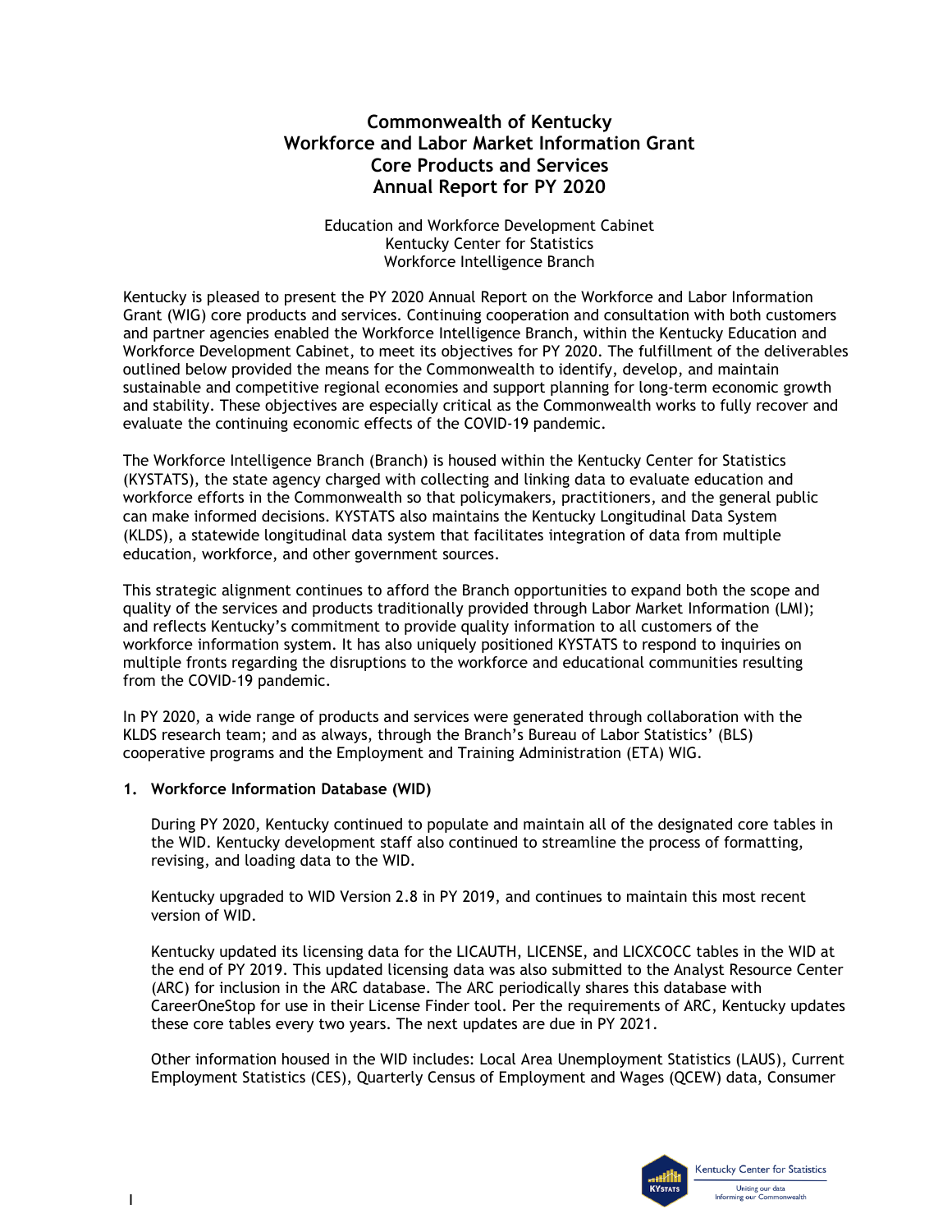# Commonwealth of Kentucky
# Workforce and Labor Market Information Grant
# Core Products and Services
# Annual Report for PY 2020

Education and Workforce Development Cabinet
Kentucky Center for Statistics
Workforce Intelligence Branch

Kentucky is pleased to present the PY 2020 Annual Report on the Workforce and Labor Information Grant (WIG) core products and services. Continuing cooperation and consultation with both customers and partner agencies enabled the Workforce Intelligence Branch, within the Kentucky Education and Workforce Development Cabinet, to meet its objectives for PY 2020. The fulfillment of the deliverables outlined below provided the means for the Commonwealth to identify, develop, and maintain sustainable and competitive regional economies and support planning for long-term economic growth and stability. These objectives are especially critical as the Commonwealth works to fully recover and evaluate the continuing economic effects of the COVID-19 pandemic.

The Workforce Intelligence Branch (Branch) is housed within the Kentucky Center for Statistics (KYSTATS), the state agency charged with collecting and linking data to evaluate education and workforce efforts in the Commonwealth so that policymakers, practitioners, and the general public can make informed decisions. KYSTATS also maintains the Kentucky Longitudinal Data System (KLDS), a statewide longitudinal data system that facilitates integration of data from multiple education, workforce, and other government sources.

This strategic alignment continues to afford the Branch opportunities to expand both the scope and quality of the services and products traditionally provided through Labor Market Information (LMI); and reflects Kentucky's commitment to provide quality information to all customers of the workforce information system. It has also uniquely positioned KYSTATS to respond to inquiries on multiple fronts regarding the disruptions to the workforce and educational communities resulting from the COVID-19 pandemic.

In PY 2020, a wide range of products and services were generated through collaboration with the KLDS research team; and as always, through the Branch's Bureau of Labor Statistics' (BLS) cooperative programs and the Employment and Training Administration (ETA) WIG.

**1. Workforce Information Database (WID)**

During PY 2020, Kentucky continued to populate and maintain all of the designated core tables in the WID. Kentucky development staff also continued to streamline the process of formatting, revising, and loading data to the WID.

Kentucky upgraded to WID Version 2.8 in PY 2019, and continues to maintain this most recent version of WID.

Kentucky updated its licensing data for the LICAUTH, LICENSE, and LICXCOCC tables in the WID at the end of PY 2019. This updated licensing data was also submitted to the Analyst Resource Center (ARC) for inclusion in the ARC database. The ARC periodically shares this database with CareerOneStop for use in their License Finder tool. Per the requirements of ARC, Kentucky updates these core tables every two years. The next updates are due in PY 2021.

Other information housed in the WID includes: Local Area Unemployment Statistics (LAUS), Current Employment Statistics (CES), Quarterly Census of Employment and Wages (QCEW) data, Consumer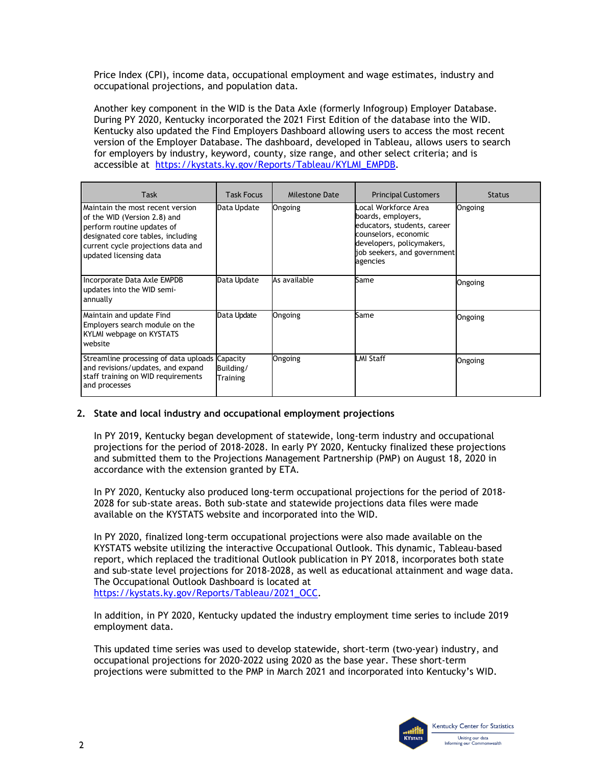Price Index (CPI), income data, occupational employment and wage estimates, industry and occupational projections, and population data.

Another key component in the WID is the Data Axle (formerly Infogroup) Employer Database. During PY 2020, Kentucky incorporated the 2021 First Edition of the database into the WID. Kentucky also updated the Find Employers Dashboard allowing users to access the most recent version of the Employer Database. The dashboard, developed in Tableau, allows users to search for employers by industry, keyword, county, size range, and other select criteria; and is accessible at https://kystats.ky.gov/Reports/Tableau/KYLMI_EMPDB.

| Task | Task Focus | Milestone Date | Principal Customers | Status |
|---|---|---|---|---|
| Maintain the most recent version of the WID (Version 2.8) and perform routine updates of designated core tables, including current cycle projections data and updated licensing data | Data Update | Ongoing | Local Workforce Area boards, employers, educators, students, career counselors, economic developers, policymakers, job seekers, and government agencies | Ongoing |
| Incorporate Data Axle EMPDB updates into the WID semi-annually | Data Update | As available | Same | Ongoing |
| Maintain and update Find Employers search module on the KYLMI webpage on KYSTATS website | Data Update | Ongoing | Same | Ongoing |
| Streamline processing of data uploads and revisions/updates, and expand staff training on WID requirements and processes | Capacity Building/ Training | Ongoing | LMI Staff | Ongoing |

**2. State and local industry and occupational employment projections**

In PY 2019, Kentucky began development of statewide, long-term industry and occupational projections for the period of 2018-2028. In early PY 2020, Kentucky finalized these projections and submitted them to the Projections Management Partnership (PMP) on August 18, 2020 in accordance with the extension granted by ETA.

In PY 2020, Kentucky also produced long-term occupational projections for the period of 2018-2028 for sub-state areas. Both sub-state and statewide projections data files were made available on the KYSTATS website and incorporated into the WID.

In PY 2020, finalized long-term occupational projections were also made available on the KYSTATS website utilizing the interactive Occupational Outlook. This dynamic, Tableau-based report, which replaced the traditional Outlook publication in PY 2018, incorporates both state and sub-state level projections for 2018-2028, as well as educational attainment and wage data. The Occupational Outlook Dashboard is located at https://kystats.ky.gov/Reports/Tableau/2021_OCC.

In addition, in PY 2020, Kentucky updated the industry employment time series to include 2019 employment data.

This updated time series was used to develop statewide, short-term (two-year) industry, and occupational projections for 2020-2022 using 2020 as the base year. These short-term projections were submitted to the PMP in March 2021 and incorporated into Kentucky's WID.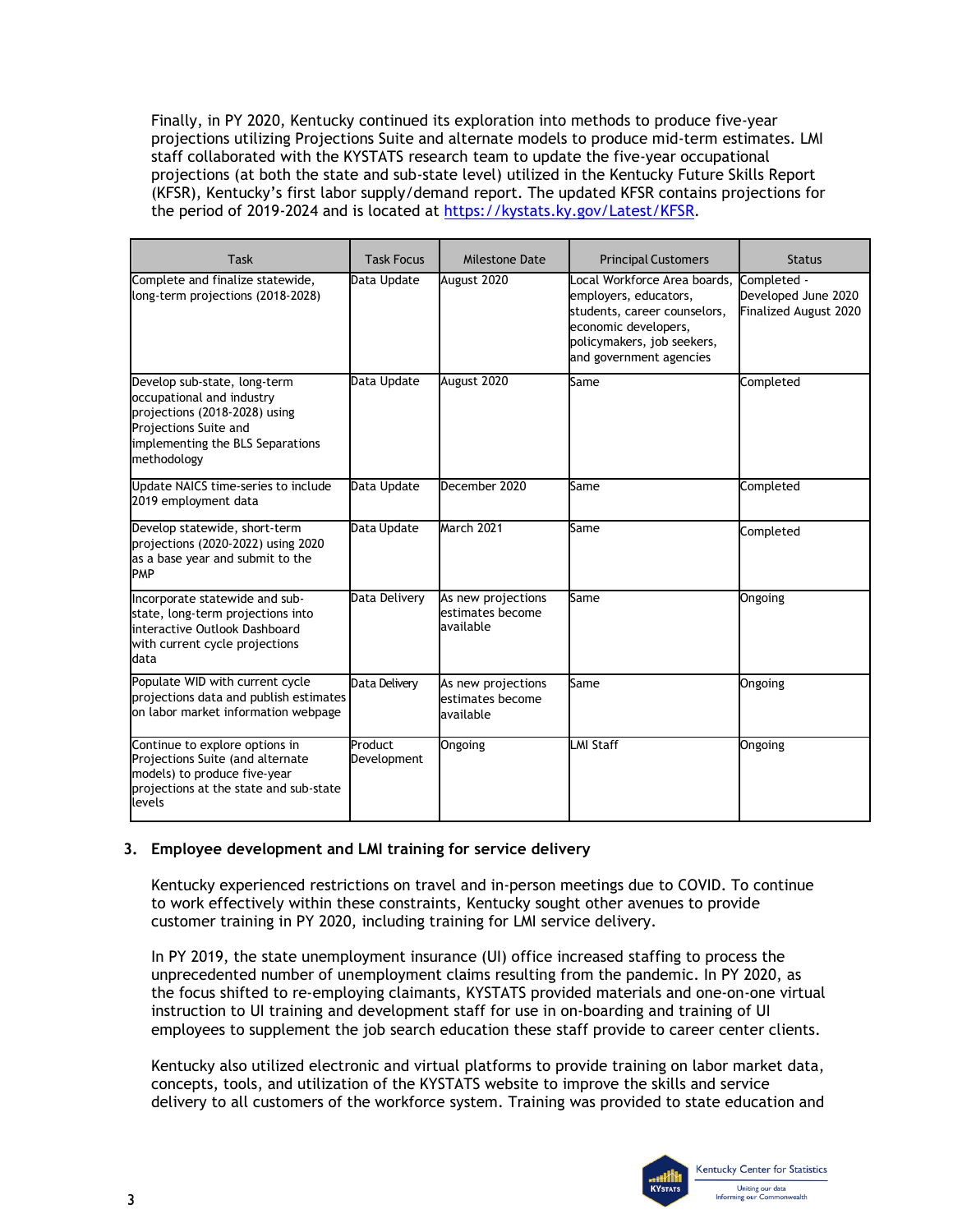Finally, in PY 2020, Kentucky continued its exploration into methods to produce five-year projections utilizing Projections Suite and alternate models to produce mid-term estimates. LMI staff collaborated with the KYSTATS research team to update the five-year occupational projections (at both the state and sub-state level) utilized in the Kentucky Future Skills Report (KFSR), Kentucky's first labor supply/demand report. The updated KFSR contains projections for the period of 2019-2024 and is located at https://kystats.ky.gov/Latest/KFSR.

| Task | Task Focus | Milestone Date | Principal Customers | Status |
|---|---|---|---|---|
| Complete and finalize statewide, long-term projections (2018-2028) | Data Update | August 2020 | Local Workforce Area boards, employers, educators, students, career counselors, economic developers, policymakers, job seekers, and government agencies | Completed - Developed June 2020 Finalized August 2020 |
| Develop sub-state, long-term occupational and industry projections (2018-2028) using Projections Suite and implementing the BLS Separations methodology | Data Update | August 2020 | Same | Completed |
| Update NAICS time-series to include 2019 employment data | Data Update | December 2020 | Same | Completed |
| Develop statewide, short-term projections (2020-2022) using 2020 as a base year and submit to the PMP | Data Update | March 2021 | Same | Completed |
| Incorporate statewide and sub-state, long-term projections into interactive Outlook Dashboard with current cycle projections data | Data Delivery | As new projections estimates become available | Same | Ongoing |
| Populate WID with current cycle projections data and publish estimates on labor market information webpage | Data Delivery | As new projections estimates become available | Same | Ongoing |
| Continue to explore options in Projections Suite (and alternate models) to produce five-year projections at the state and sub-state levels | Product Development | Ongoing | LMI Staff | Ongoing |

## 3. Employee development and LMI training for service delivery

Kentucky experienced restrictions on travel and in-person meetings due to COVID. To continue to work effectively within these constraints, Kentucky sought other avenues to provide customer training in PY 2020, including training for LMI service delivery.

In PY 2019, the state unemployment insurance (UI) office increased staffing to process the unprecedented number of unemployment claims resulting from the pandemic. In PY 2020, as the focus shifted to re-employing claimants, KYSTATS provided materials and one-on-one virtual instruction to UI training and development staff for use in on-boarding and training of UI employees to supplement the job search education these staff provide to career center clients.

Kentucky also utilized electronic and virtual platforms to provide training on labor market data, concepts, tools, and utilization of the KYSTATS website to improve the skills and service delivery to all customers of the workforce system. Training was provided to state education and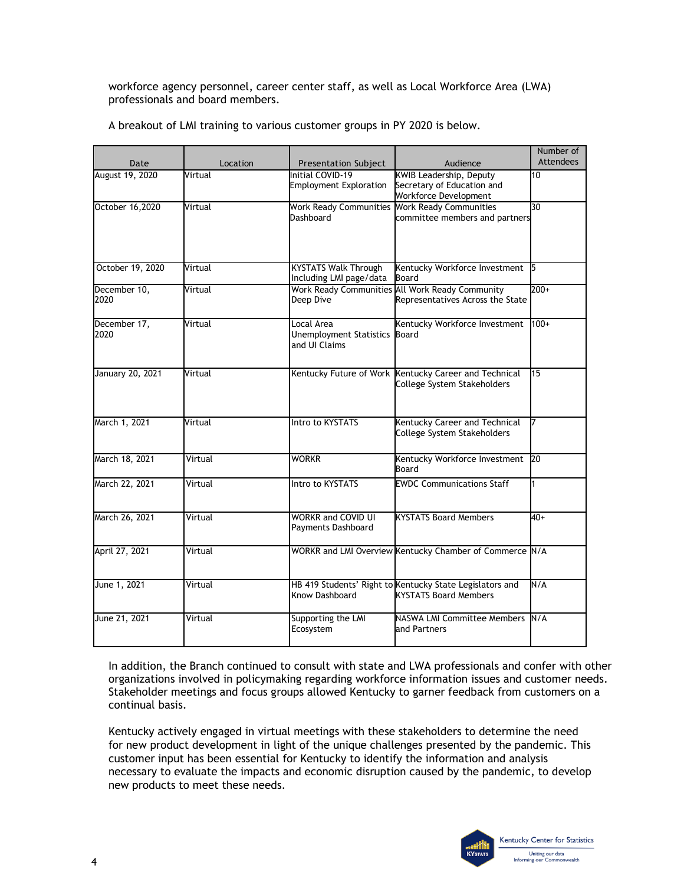workforce agency personnel, career center staff, as well as Local Workforce Area (LWA) professionals and board members.

A breakout of LMI training to various customer groups in PY 2020 is below.

| Date | Location | Presentation Subject | Audience | Number of Attendees |
|---|---|---|---|---|
| August 19, 2020 | Virtual | Initial COVID-19 Employment Exploration | KWIB Leadership, Deputy Secretary of Education and Workforce Development | 10 |
| October 16,2020 | Virtual | Work Ready Communities Dashboard | Work Ready Communities committee members and partners | 30 |
| October 19, 2020 | Virtual | KYSTATS Walk Through Including LMI page/data | Kentucky Workforce Investment Board | 5 |
| December 10, 2020 | Virtual | Work Ready Communities Deep Dive | All Work Ready Community Representatives Across the State | 200+ |
| December 17, 2020 | Virtual | Local Area Unemployment Statistics and UI Claims | Kentucky Workforce Investment Board | 100+ |
| January 20, 2021 | Virtual | Kentucky Future of Work | Kentucky Career and Technical College System Stakeholders | 15 |
| March 1, 2021 | Virtual | Intro to KYSTATS | Kentucky Career and Technical College System Stakeholders | 7 |
| March 18, 2021 | Virtual | WORKR | Kentucky Workforce Investment Board | 20 |
| March 22, 2021 | Virtual | Intro to KYSTATS | EWDC Communications Staff | 1 |
| March 26, 2021 | Virtual | WORKR and COVID UI Payments Dashboard | KYSTATS Board Members | 40+ |
| April 27, 2021 | Virtual | WORKR and LMI Overview | Kentucky Chamber of Commerce | N/A |
| June 1, 2021 | Virtual | HB 419 Students' Right to Know Dashboard | Kentucky State Legislators and KYSTATS Board Members | N/A |
| June 21, 2021 | Virtual | Supporting the LMI Ecosystem | NASWA LMI Committee Members and Partners | N/A |

In addition, the Branch continued to consult with state and LWA professionals and confer with other organizations involved in policymaking regarding workforce information issues and customer needs. Stakeholder meetings and focus groups allowed Kentucky to garner feedback from customers on a continual basis.

Kentucky actively engaged in virtual meetings with these stakeholders to determine the need for new product development in light of the unique challenges presented by the pandemic. This customer input has been essential for Kentucky to identify the information and analysis necessary to evaluate the impacts and economic disruption caused by the pandemic, to develop new products to meet these needs.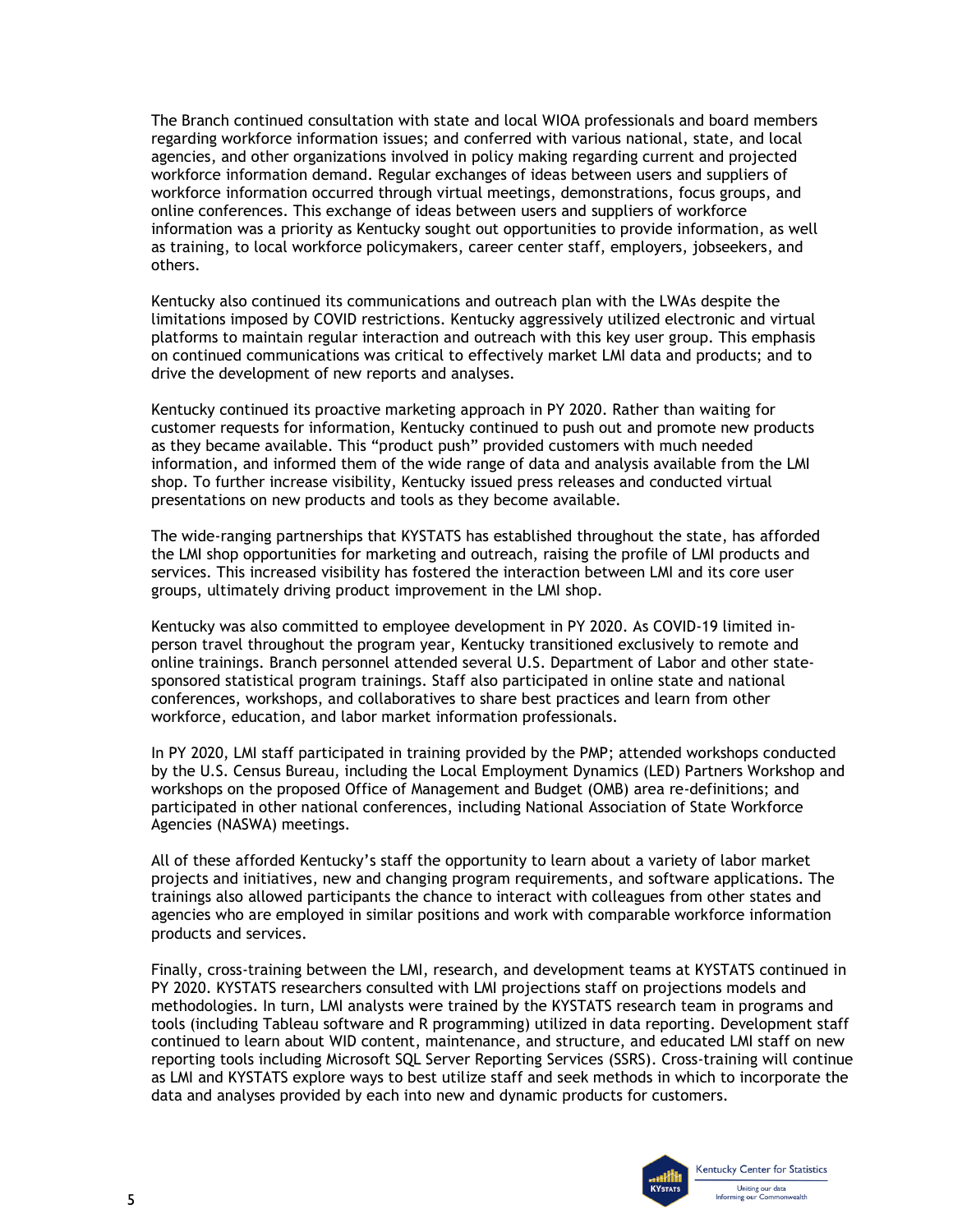The Branch continued consultation with state and local WIOA professionals and board members regarding workforce information issues; and conferred with various national, state, and local agencies, and other organizations involved in policy making regarding current and projected workforce information demand. Regular exchanges of ideas between users and suppliers of workforce information occurred through virtual meetings, demonstrations, focus groups, and online conferences. This exchange of ideas between users and suppliers of workforce information was a priority as Kentucky sought out opportunities to provide information, as well as training, to local workforce policymakers, career center staff, employers, jobseekers, and others.

Kentucky also continued its communications and outreach plan with the LWAs despite the limitations imposed by COVID restrictions. Kentucky aggressively utilized electronic and virtual platforms to maintain regular interaction and outreach with this key user group. This emphasis on continued communications was critical to effectively market LMI data and products; and to drive the development of new reports and analyses.

Kentucky continued its proactive marketing approach in PY 2020. Rather than waiting for customer requests for information, Kentucky continued to push out and promote new products as they became available. This "product push" provided customers with much needed information, and informed them of the wide range of data and analysis available from the LMI shop. To further increase visibility, Kentucky issued press releases and conducted virtual presentations on new products and tools as they become available.

The wide-ranging partnerships that KYSTATS has established throughout the state, has afforded the LMI shop opportunities for marketing and outreach, raising the profile of LMI products and services. This increased visibility has fostered the interaction between LMI and its core user groups, ultimately driving product improvement in the LMI shop.

Kentucky was also committed to employee development in PY 2020. As COVID-19 limited in-person travel throughout the program year, Kentucky transitioned exclusively to remote and online trainings. Branch personnel attended several U.S. Department of Labor and other state-sponsored statistical program trainings. Staff also participated in online state and national conferences, workshops, and collaboratives to share best practices and learn from other workforce, education, and labor market information professionals.

In PY 2020, LMI staff participated in training provided by the PMP; attended workshops conducted by the U.S. Census Bureau, including the Local Employment Dynamics (LED) Partners Workshop and workshops on the proposed Office of Management and Budget (OMB) area re-definitions; and participated in other national conferences, including National Association of State Workforce Agencies (NASWA) meetings.

All of these afforded Kentucky's staff the opportunity to learn about a variety of labor market projects and initiatives, new and changing program requirements, and software applications. The trainings also allowed participants the chance to interact with colleagues from other states and agencies who are employed in similar positions and work with comparable workforce information products and services.

Finally, cross-training between the LMI, research, and development teams at KYSTATS continued in PY 2020. KYSTATS researchers consulted with LMI projections staff on projections models and methodologies. In turn, LMI analysts were trained by the KYSTATS research team in programs and tools (including Tableau software and R programming) utilized in data reporting. Development staff continued to learn about WID content, maintenance, and structure, and educated LMI staff on new reporting tools including Microsoft SQL Server Reporting Services (SSRS). Cross-training will continue as LMI and KYSTATS explore ways to best utilize staff and seek methods in which to incorporate the data and analyses provided by each into new and dynamic products for customers.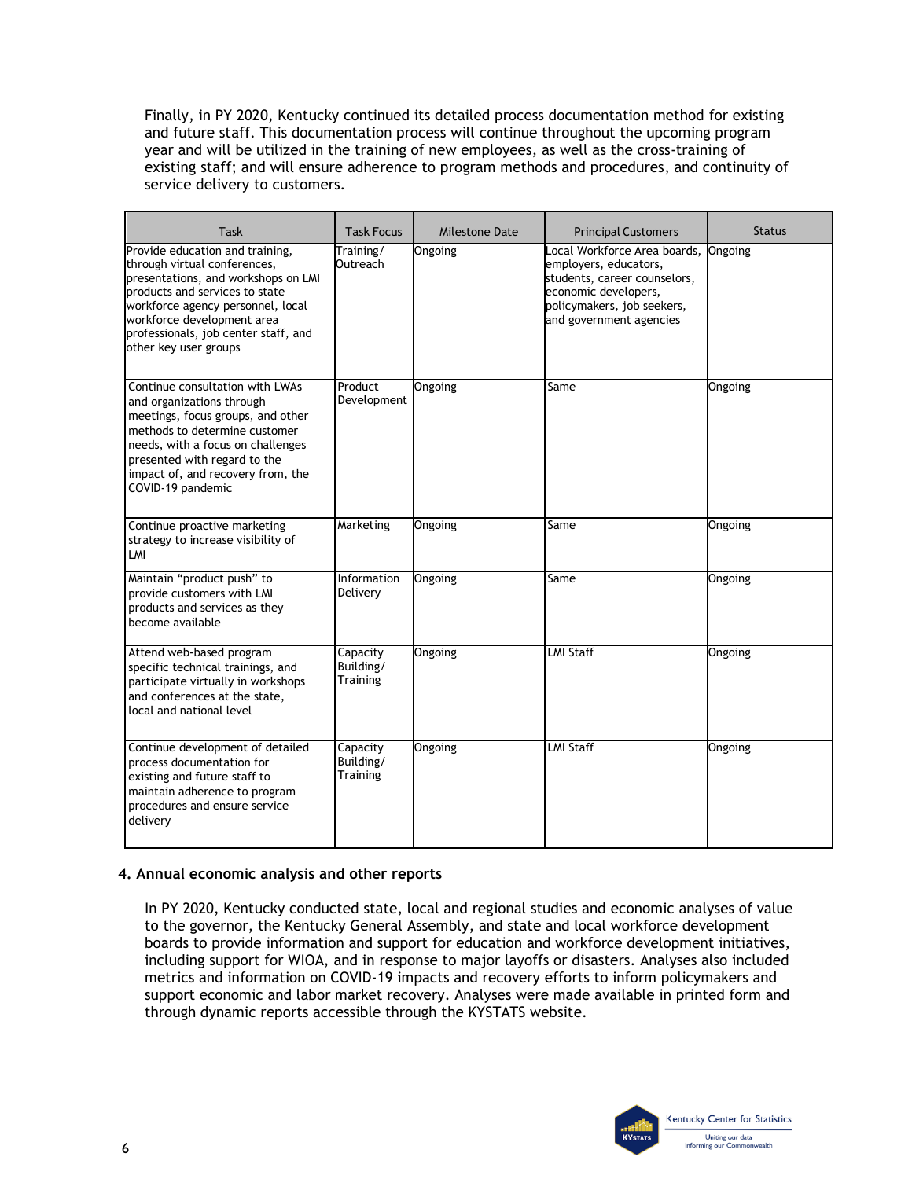Finally, in PY 2020, Kentucky continued its detailed process documentation method for existing and future staff. This documentation process will continue throughout the upcoming program year and will be utilized in the training of new employees, as well as the cross-training of existing staff; and will ensure adherence to program methods and procedures, and continuity of service delivery to customers.

| Task | Task Focus | Milestone Date | Principal Customers | Status |
|---|---|---|---|---|
| Provide education and training, through virtual conferences, presentations, and workshops on LMI products and services to state workforce agency personnel, local workforce development area professionals, job center staff, and other key user groups | Training/ Outreach | Ongoing | Local Workforce Area boards, employers, educators, students, career counselors, economic developers, policymakers, job seekers, and government agencies | Ongoing |
| Continue consultation with LWAs and organizations through meetings, focus groups, and other methods to determine customer needs, with a focus on challenges presented with regard to the impact of, and recovery from, the COVID-19 pandemic | Product Development | Ongoing | Same | Ongoing |
| Continue proactive marketing strategy to increase visibility of LMI | Marketing | Ongoing | Same | Ongoing |
| Maintain "product push" to provide customers with LMI products and services as they become available | Information Delivery | Ongoing | Same | Ongoing |
| Attend web-based program specific technical trainings, and participate virtually in workshops and conferences at the state, local and national level | Capacity Building/ Training | Ongoing | LMI Staff | Ongoing |
| Continue development of detailed process documentation for existing and future staff to maintain adherence to program procedures and ensure service delivery | Capacity Building/ Training | Ongoing | LMI Staff | Ongoing |

### 4. Annual economic analysis and other reports

In PY 2020, Kentucky conducted state, local and regional studies and economic analyses of value to the governor, the Kentucky General Assembly, and state and local workforce development boards to provide information and support for education and workforce development initiatives, including support for WIOA, and in response to major layoffs or disasters. Analyses also included metrics and information on COVID-19 impacts and recovery efforts to inform policymakers and support economic and labor market recovery. Analyses were made available in printed form and through dynamic reports accessible through the KYSTATS website.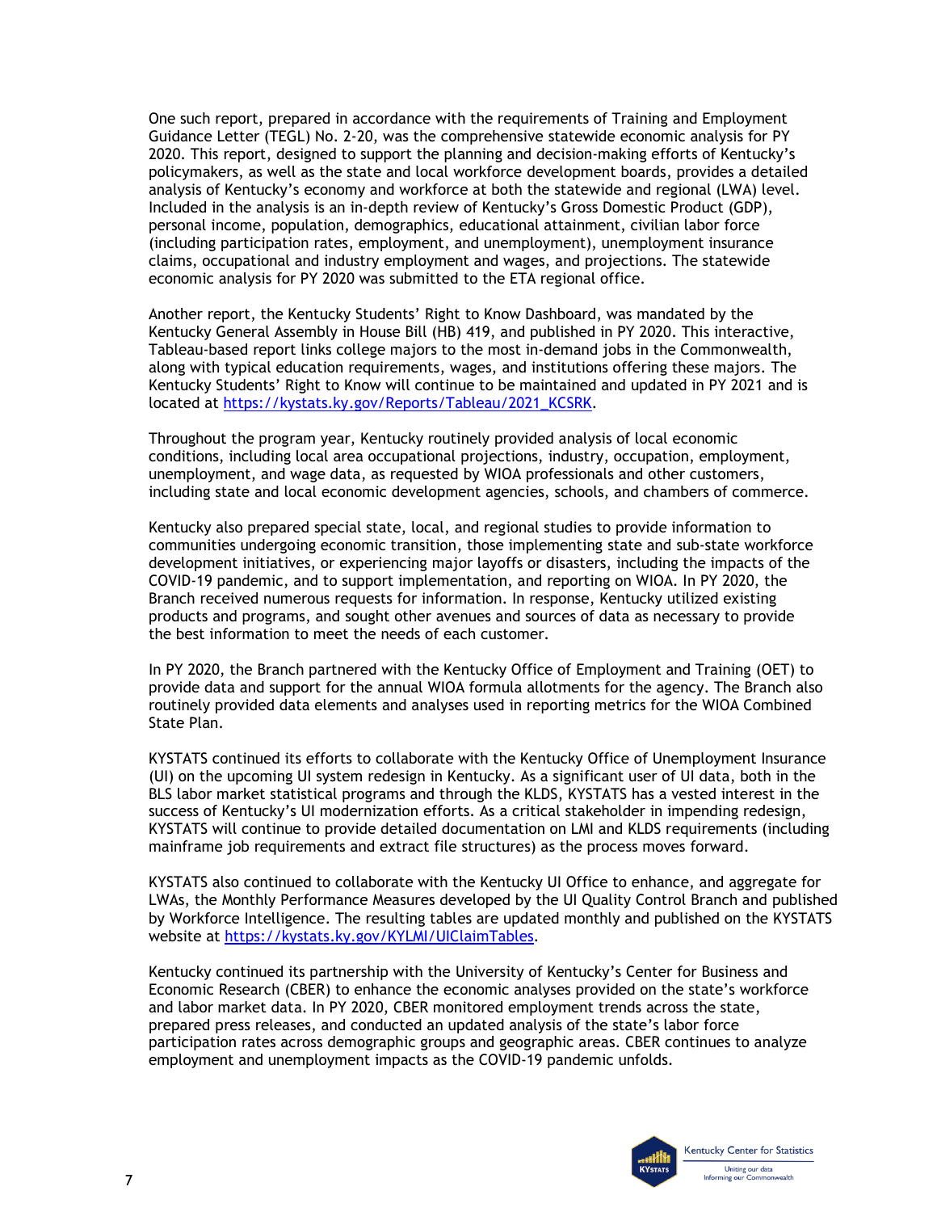One such report, prepared in accordance with the requirements of Training and Employment Guidance Letter (TEGL) No. 2-20, was the comprehensive statewide economic analysis for PY 2020. This report, designed to support the planning and decision-making efforts of Kentucky's policymakers, as well as the state and local workforce development boards, provides a detailed analysis of Kentucky's economy and workforce at both the statewide and regional (LWA) level. Included in the analysis is an in-depth review of Kentucky's Gross Domestic Product (GDP), personal income, population, demographics, educational attainment, civilian labor force (including participation rates, employment, and unemployment), unemployment insurance claims, occupational and industry employment and wages, and projections. The statewide economic analysis for PY 2020 was submitted to the ETA regional office.

Another report, the Kentucky Students' Right to Know Dashboard, was mandated by the Kentucky General Assembly in House Bill (HB) 419, and published in PY 2020. This interactive, Tableau-based report links college majors to the most in-demand jobs in the Commonwealth, along with typical education requirements, wages, and institutions offering these majors. The Kentucky Students' Right to Know will continue to be maintained and updated in PY 2021 and is located at https://kystats.ky.gov/Reports/Tableau/2021_KCSRK.

Throughout the program year, Kentucky routinely provided analysis of local economic conditions, including local area occupational projections, industry, occupation, employment, unemployment, and wage data, as requested by WIOA professionals and other customers, including state and local economic development agencies, schools, and chambers of commerce.

Kentucky also prepared special state, local, and regional studies to provide information to communities undergoing economic transition, those implementing state and sub-state workforce development initiatives, or experiencing major layoffs or disasters, including the impacts of the COVID-19 pandemic, and to support implementation, and reporting on WIOA. In PY 2020, the Branch received numerous requests for information. In response, Kentucky utilized existing products and programs, and sought other avenues and sources of data as necessary to provide the best information to meet the needs of each customer.

In PY 2020, the Branch partnered with the Kentucky Office of Employment and Training (OET) to provide data and support for the annual WIOA formula allotments for the agency. The Branch also routinely provided data elements and analyses used in reporting metrics for the WIOA Combined State Plan.

KYSTATS continued its efforts to collaborate with the Kentucky Office of Unemployment Insurance (UI) on the upcoming UI system redesign in Kentucky. As a significant user of UI data, both in the BLS labor market statistical programs and through the KLDS, KYSTATS has a vested interest in the success of Kentucky's UI modernization efforts. As a critical stakeholder in impending redesign, KYSTATS will continue to provide detailed documentation on LMI and KLDS requirements (including mainframe job requirements and extract file structures) as the process moves forward.

KYSTATS also continued to collaborate with the Kentucky UI Office to enhance, and aggregate for LWAs, the Monthly Performance Measures developed by the UI Quality Control Branch and published by Workforce Intelligence. The resulting tables are updated monthly and published on the KYSTATS website at https://kystats.ky.gov/KYLMI/UIClaimTables.

Kentucky continued its partnership with the University of Kentucky's Center for Business and Economic Research (CBER) to enhance the economic analyses provided on the state's workforce and labor market data. In PY 2020, CBER monitored employment trends across the state, prepared press releases, and conducted an updated analysis of the state's labor force participation rates across demographic groups and geographic areas. CBER continues to analyze employment and unemployment impacts as the COVID-19 pandemic unfolds.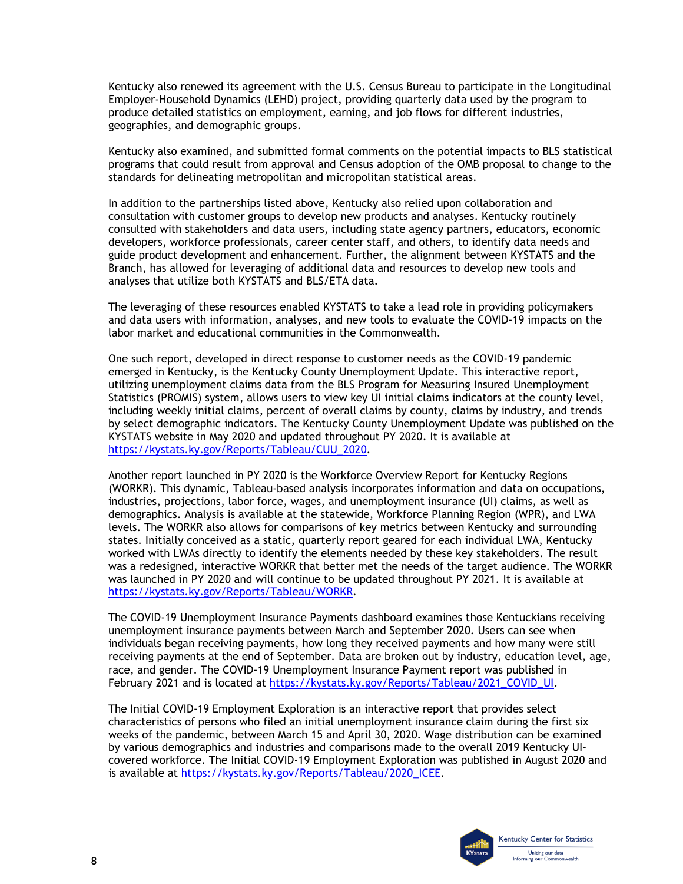Kentucky also renewed its agreement with the U.S. Census Bureau to participate in the Longitudinal Employer-Household Dynamics (LEHD) project, providing quarterly data used by the program to produce detailed statistics on employment, earning, and job flows for different industries, geographies, and demographic groups.

Kentucky also examined, and submitted formal comments on the potential impacts to BLS statistical programs that could result from approval and Census adoption of the OMB proposal to change to the standards for delineating metropolitan and micropolitan statistical areas.

In addition to the partnerships listed above, Kentucky also relied upon collaboration and consultation with customer groups to develop new products and analyses. Kentucky routinely consulted with stakeholders and data users, including state agency partners, educators, economic developers, workforce professionals, career center staff, and others, to identify data needs and guide product development and enhancement. Further, the alignment between KYSTATS and the Branch, has allowed for leveraging of additional data and resources to develop new tools and analyses that utilize both KYSTATS and BLS/ETA data.

The leveraging of these resources enabled KYSTATS to take a lead role in providing policymakers and data users with information, analyses, and new tools to evaluate the COVID-19 impacts on the labor market and educational communities in the Commonwealth.

One such report, developed in direct response to customer needs as the COVID-19 pandemic emerged in Kentucky, is the Kentucky County Unemployment Update. This interactive report, utilizing unemployment claims data from the BLS Program for Measuring Insured Unemployment Statistics (PROMIS) system, allows users to view key UI initial claims indicators at the county level, including weekly initial claims, percent of overall claims by county, claims by industry, and trends by select demographic indicators. The Kentucky County Unemployment Update was published on the KYSTATS website in May 2020 and updated throughout PY 2020. It is available at https://kystats.ky.gov/Reports/Tableau/CUU_2020.

Another report launched in PY 2020 is the Workforce Overview Report for Kentucky Regions (WORKR). This dynamic, Tableau-based analysis incorporates information and data on occupations, industries, projections, labor force, wages, and unemployment insurance (UI) claims, as well as demographics. Analysis is available at the statewide, Workforce Planning Region (WPR), and LWA levels. The WORKR also allows for comparisons of key metrics between Kentucky and surrounding states. Initially conceived as a static, quarterly report geared for each individual LWA, Kentucky worked with LWAs directly to identify the elements needed by these key stakeholders. The result was a redesigned, interactive WORKR that better met the needs of the target audience. The WORKR was launched in PY 2020 and will continue to be updated throughout PY 2021. It is available at https://kystats.ky.gov/Reports/Tableau/WORKR.

The COVID-19 Unemployment Insurance Payments dashboard examines those Kentuckians receiving unemployment insurance payments between March and September 2020. Users can see when individuals began receiving payments, how long they received payments and how many were still receiving payments at the end of September. Data are broken out by industry, education level, age, race, and gender. The COVID-19 Unemployment Insurance Payment report was published in February 2021 and is located at https://kystats.ky.gov/Reports/Tableau/2021_COVID_UI.

The Initial COVID-19 Employment Exploration is an interactive report that provides select characteristics of persons who filed an initial unemployment insurance claim during the first six weeks of the pandemic, between March 15 and April 30, 2020. Wage distribution can be examined by various demographics and industries and comparisons made to the overall 2019 Kentucky UI-covered workforce. The Initial COVID-19 Employment Exploration was published in August 2020 and is available at https://kystats.ky.gov/Reports/Tableau/2020_ICEE.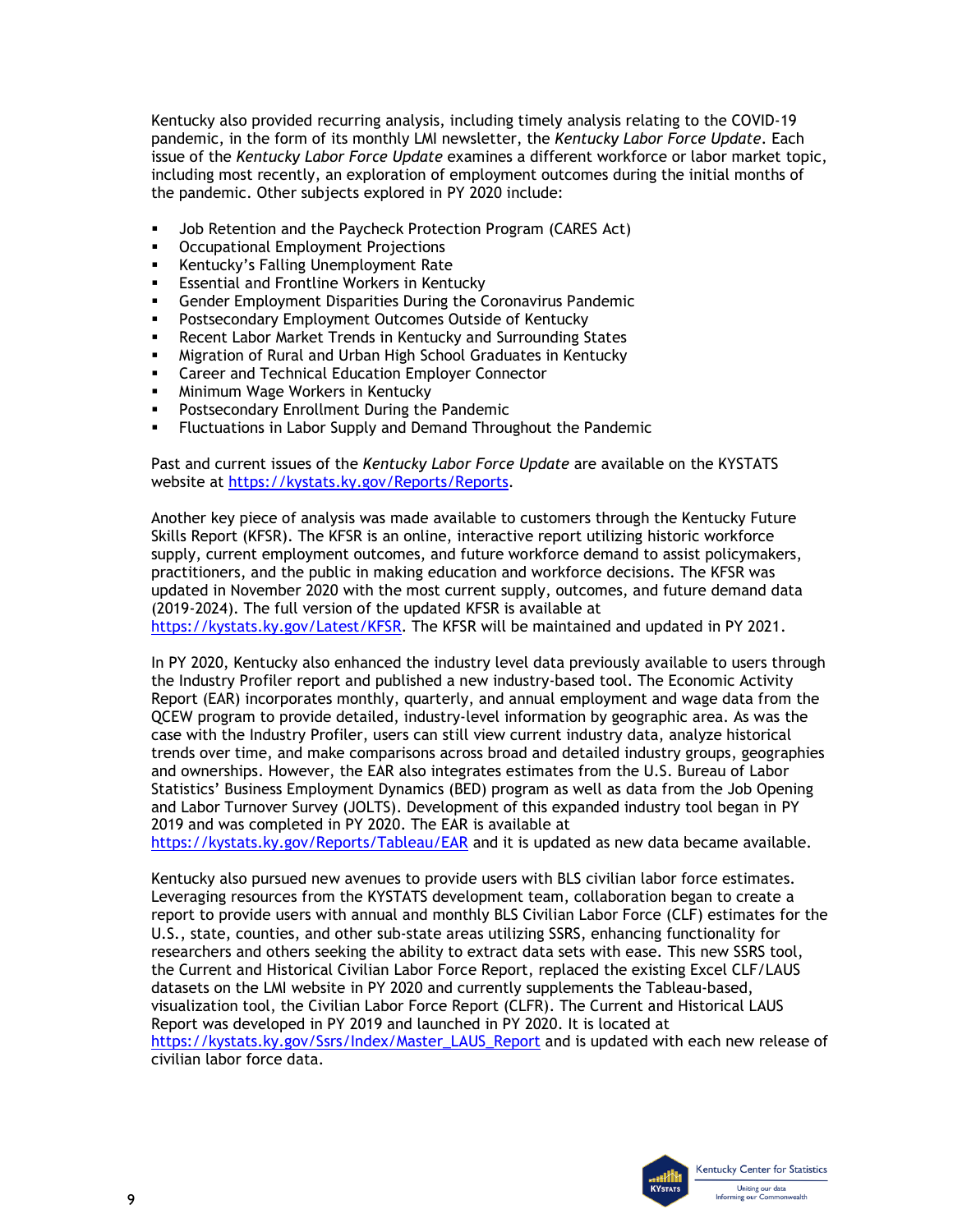Kentucky also provided recurring analysis, including timely analysis relating to the COVID-19 pandemic, in the form of its monthly LMI newsletter, the *Kentucky Labor Force Update*. Each issue of the *Kentucky Labor Force Update* examines a different workforce or labor market topic, including most recently, an exploration of employment outcomes during the initial months of the pandemic. Other subjects explored in PY 2020 include:

- Job Retention and the Paycheck Protection Program (CARES Act)
- Occupational Employment Projections
- Kentucky's Falling Unemployment Rate
- Essential and Frontline Workers in Kentucky
- Gender Employment Disparities During the Coronavirus Pandemic
- Postsecondary Employment Outcomes Outside of Kentucky
- Recent Labor Market Trends in Kentucky and Surrounding States
- Migration of Rural and Urban High School Graduates in Kentucky
- Career and Technical Education Employer Connector
- Minimum Wage Workers in Kentucky
- Postsecondary Enrollment During the Pandemic
- Fluctuations in Labor Supply and Demand Throughout the Pandemic

Past and current issues of the *Kentucky Labor Force Update* are available on the KYSTATS website at https://kystats.ky.gov/Reports/Reports.

Another key piece of analysis was made available to customers through the Kentucky Future Skills Report (KFSR). The KFSR is an online, interactive report utilizing historic workforce supply, current employment outcomes, and future workforce demand to assist policymakers, practitioners, and the public in making education and workforce decisions. The KFSR was updated in November 2020 with the most current supply, outcomes, and future demand data (2019-2024). The full version of the updated KFSR is available at https://kystats.ky.gov/Latest/KFSR. The KFSR will be maintained and updated in PY 2021.

In PY 2020, Kentucky also enhanced the industry level data previously available to users through the Industry Profiler report and published a new industry-based tool. The Economic Activity Report (EAR) incorporates monthly, quarterly, and annual employment and wage data from the QCEW program to provide detailed, industry-level information by geographic area. As was the case with the Industry Profiler, users can still view current industry data, analyze historical trends over time, and make comparisons across broad and detailed industry groups, geographies and ownerships. However, the EAR also integrates estimates from the U.S. Bureau of Labor Statistics' Business Employment Dynamics (BED) program as well as data from the Job Opening and Labor Turnover Survey (JOLTS). Development of this expanded industry tool began in PY 2019 and was completed in PY 2020. The EAR is available at https://kystats.ky.gov/Reports/Tableau/EAR and it is updated as new data became available.

Kentucky also pursued new avenues to provide users with BLS civilian labor force estimates. Leveraging resources from the KYSTATS development team, collaboration began to create a report to provide users with annual and monthly BLS Civilian Labor Force (CLF) estimates for the U.S., state, counties, and other sub-state areas utilizing SSRS, enhancing functionality for researchers and others seeking the ability to extract data sets with ease. This new SSRS tool, the Current and Historical Civilian Labor Force Report, replaced the existing Excel CLF/LAUS datasets on the LMI website in PY 2020 and currently supplements the Tableau-based, visualization tool, the Civilian Labor Force Report (CLFR). The Current and Historical LAUS Report was developed in PY 2019 and launched in PY 2020. It is located at https://kystats.ky.gov/Ssrs/Index/Master_LAUS_Report and is updated with each new release of civilian labor force data.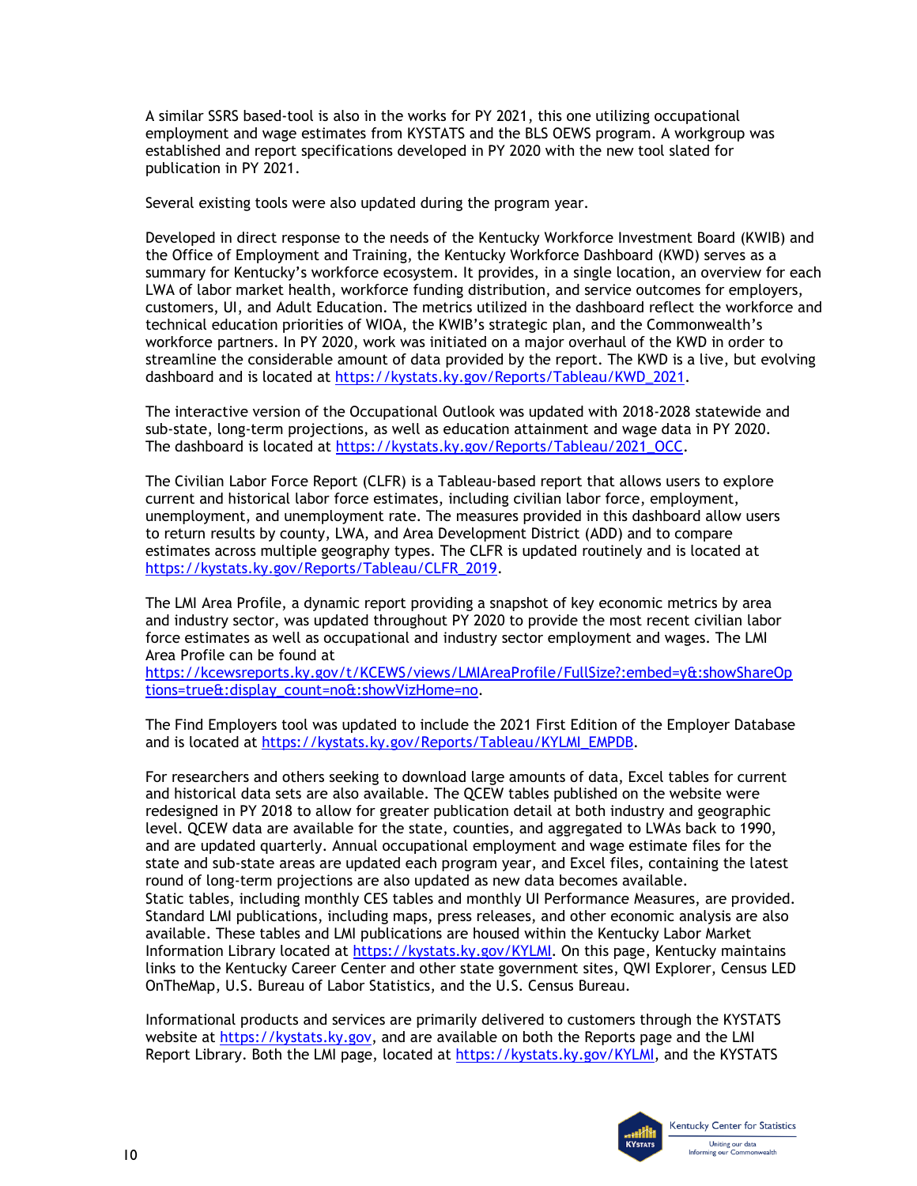A similar SSRS based-tool is also in the works for PY 2021, this one utilizing occupational employment and wage estimates from KYSTATS and the BLS OEWS program. A workgroup was established and report specifications developed in PY 2020 with the new tool slated for publication in PY 2021.

Several existing tools were also updated during the program year.

Developed in direct response to the needs of the Kentucky Workforce Investment Board (KWIB) and the Office of Employment and Training, the Kentucky Workforce Dashboard (KWD) serves as a summary for Kentucky's workforce ecosystem. It provides, in a single location, an overview for each LWA of labor market health, workforce funding distribution, and service outcomes for employers, customers, UI, and Adult Education. The metrics utilized in the dashboard reflect the workforce and technical education priorities of WIOA, the KWIB's strategic plan, and the Commonwealth's workforce partners. In PY 2020, work was initiated on a major overhaul of the KWD in order to streamline the considerable amount of data provided by the report. The KWD is a live, but evolving dashboard and is located at https://kystats.ky.gov/Reports/Tableau/KWD_2021.

The interactive version of the Occupational Outlook was updated with 2018-2028 statewide and sub-state, long-term projections, as well as education attainment and wage data in PY 2020. The dashboard is located at https://kystats.ky.gov/Reports/Tableau/2021_OCC.

The Civilian Labor Force Report (CLFR) is a Tableau-based report that allows users to explore current and historical labor force estimates, including civilian labor force, employment, unemployment, and unemployment rate. The measures provided in this dashboard allow users to return results by county, LWA, and Area Development District (ADD) and to compare estimates across multiple geography types. The CLFR is updated routinely and is located at https://kystats.ky.gov/Reports/Tableau/CLFR_2019.

The LMI Area Profile, a dynamic report providing a snapshot of key economic metrics by area and industry sector, was updated throughout PY 2020 to provide the most recent civilian labor force estimates as well as occupational and industry sector employment and wages. The LMI Area Profile can be found at https://kcewsreports.ky.gov/t/KCEWS/views/LMIAreaProfile/FullSize?:embed=y&:showShareOptions=true&:display_count=no&:showVizHome=no.

The Find Employers tool was updated to include the 2021 First Edition of the Employer Database and is located at https://kystats.ky.gov/Reports/Tableau/KYLMI_EMPDB.

For researchers and others seeking to download large amounts of data, Excel tables for current and historical data sets are also available. The QCEW tables published on the website were redesigned in PY 2018 to allow for greater publication detail at both industry and geographic level. QCEW data are available for the state, counties, and aggregated to LWAs back to 1990, and are updated quarterly. Annual occupational employment and wage estimate files for the state and sub-state areas are updated each program year, and Excel files, containing the latest round of long-term projections are also updated as new data becomes available.
Static tables, including monthly CES tables and monthly UI Performance Measures, are provided. Standard LMI publications, including maps, press releases, and other economic analysis are also available. These tables and LMI publications are housed within the Kentucky Labor Market Information Library located at https://kystats.ky.gov/KYLMI. On this page, Kentucky maintains links to the Kentucky Career Center and other state government sites, QWI Explorer, Census LED OnTheMap, U.S. Bureau of Labor Statistics, and the U.S. Census Bureau.

Informational products and services are primarily delivered to customers through the KYSTATS website at https://kystats.ky.gov, and are available on both the Reports page and the LMI Report Library. Both the LMI page, located at https://kystats.ky.gov/KYLMI, and the KYSTATS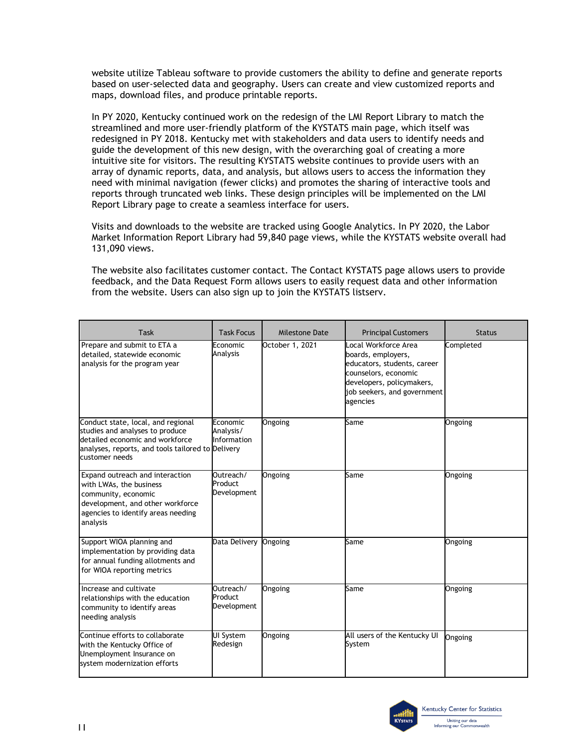website utilize Tableau software to provide customers the ability to define and generate reports based on user-selected data and geography. Users can create and view customized reports and maps, download files, and produce printable reports.

In PY 2020, Kentucky continued work on the redesign of the LMI Report Library to match the streamlined and more user-friendly platform of the KYSTATS main page, which itself was redesigned in PY 2018. Kentucky met with stakeholders and data users to identify needs and guide the development of this new design, with the overarching goal of creating a more intuitive site for visitors. The resulting KYSTATS website continues to provide users with an array of dynamic reports, data, and analysis, but allows users to access the information they need with minimal navigation (fewer clicks) and promotes the sharing of interactive tools and reports through truncated web links. These design principles will be implemented on the LMI Report Library page to create a seamless interface for users.

Visits and downloads to the website are tracked using Google Analytics. In PY 2020, the Labor Market Information Report Library had 59,840 page views, while the KYSTATS website overall had 131,090 views.

The website also facilitates customer contact. The Contact KYSTATS page allows users to provide feedback, and the Data Request Form allows users to easily request data and other information from the website. Users can also sign up to join the KYSTATS listserv.

| Task | Task Focus | Milestone Date | Principal Customers | Status |
|---|---|---|---|---|
| Prepare and submit to ETA a detailed, statewide economic analysis for the program year | Economic Analysis | October 1, 2021 | Local Workforce Area boards, employers, educators, students, career counselors, economic developers, policymakers, job seekers, and government agencies | Completed |
| Conduct state, local, and regional studies and analyses to produce detailed economic and workforce analyses, reports, and tools tailored to customer needs | Economic Analysis/ Information Delivery | Ongoing | Same | Ongoing |
| Expand outreach and interaction with LWAs, the business community, economic development, and other workforce agencies to identify areas needing analysis | Outreach/ Product Development | Ongoing | Same | Ongoing |
| Support WIOA planning and implementation by providing data for annual funding allotments and for WIOA reporting metrics | Data Delivery | Ongoing | Same | Ongoing |
| Increase and cultivate relationships with the education community to identify areas needing analysis | Outreach/ Product Development | Ongoing | Same | Ongoing |
| Continue efforts to collaborate with the Kentucky Office of Unemployment Insurance on system modernization efforts | UI System Redesign | Ongoing | All users of the Kentucky UI System | Ongoing |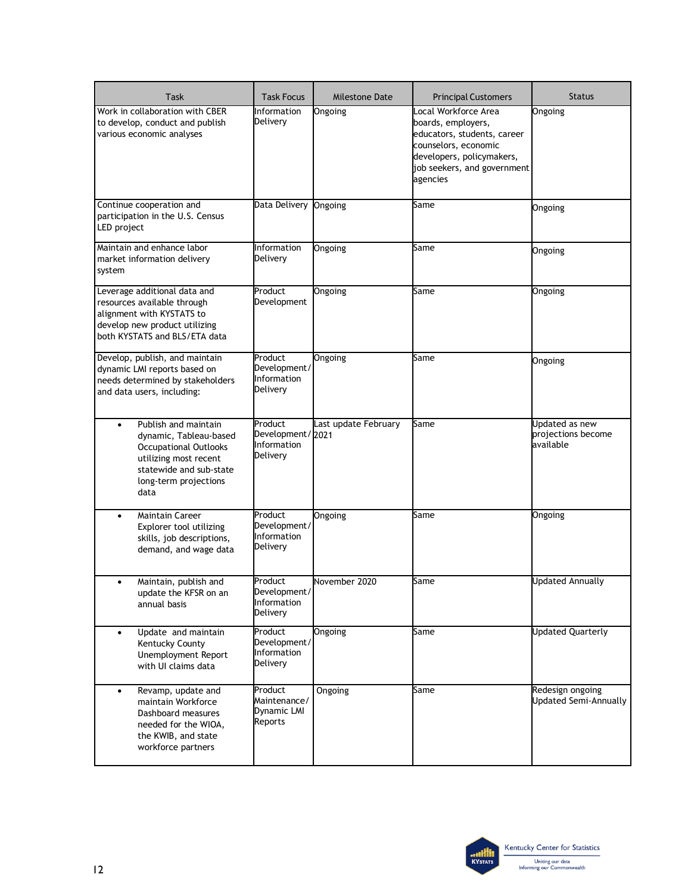| Task | Task Focus | Milestone Date | Principal Customers | Status |
|---|---|---|---|---|
| Work in collaboration with CBER to develop, conduct and publish various economic analyses | Information Delivery | Ongoing | Local Workforce Area boards, employers, educators, students, career counselors, economic developers, policymakers, job seekers, and government agencies | Ongoing |
| Continue cooperation and participation in the U.S. Census LED project | Data Delivery | Ongoing | Same | Ongoing |
| Maintain and enhance labor market information delivery system | Information Delivery | Ongoing | Same | Ongoing |
| Leverage additional data and resources available through alignment with KYSTATS to develop new product utilizing both KYSTATS and BLS/ETA data | Product Development | Ongoing | Same | Ongoing |
| Develop, publish, and maintain dynamic LMI reports based on needs determined by stakeholders and data users, including: | Product Development/ Information Delivery | Ongoing | Same | Ongoing |
| • Publish and maintain dynamic, Tableau-based Occupational Outlooks utilizing most recent statewide and sub-state long-term projections data | Product Development/ Information Delivery | Last update February 2021 | Same | Updated as new projections become available |
| • Maintain Career Explorer tool utilizing skills, job descriptions, demand, and wage data | Product Development/ Information Delivery | Ongoing | Same | Ongoing |
| • Maintain, publish and update the KFSR on an annual basis | Product Development/ Information Delivery | November 2020 | Same | Updated Annually |
| • Update and maintain Kentucky County Unemployment Report with UI claims data | Product Development/ Information Delivery | Ongoing | Same | Updated Quarterly |
| • Revamp, update and maintain Workforce Dashboard measures needed for the WIOA, the KWIB, and state workforce partners | Product Maintenance/ Dynamic LMI Reports | Ongoing | Same | Redesign ongoing Updated Semi-Annually |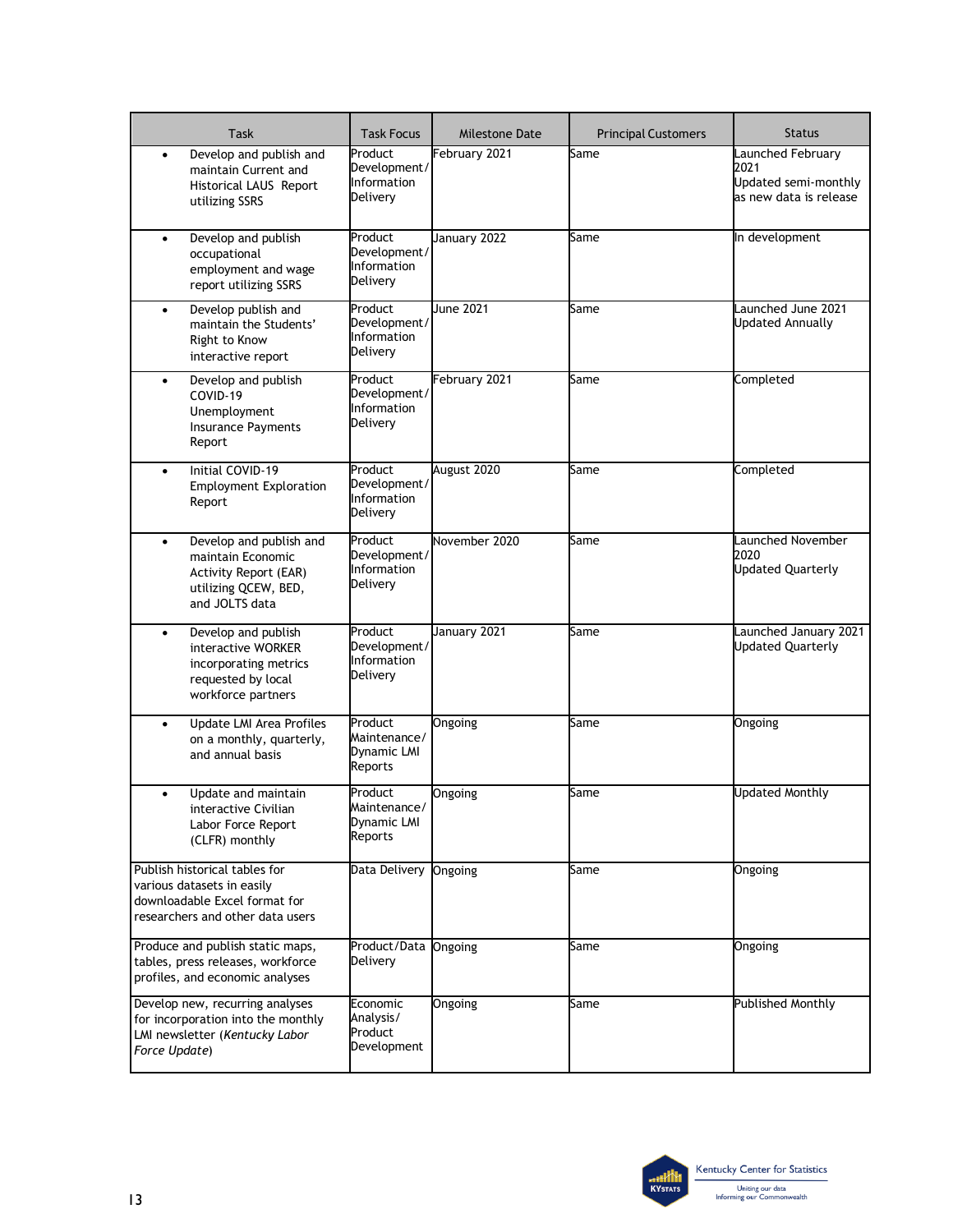| Task | Task Focus | Milestone Date | Principal Customers | Status |
|---|---|---|---|---|
| • Develop and publish and maintain Current and Historical LAUS Report utilizing SSRS | Product Development/ Information Delivery | February 2021 | Same | Launched February 2021 Updated semi-monthly as new data is release |
| • Develop and publish occupational employment and wage report utilizing SSRS | Product Development/ Information Delivery | January 2022 | Same | In development |
| • Develop publish and maintain the Students' Right to Know interactive report | Product Development/ Information Delivery | June 2021 | Same | Launched June 2021 Updated Annually |
| • Develop and publish COVID-19 Unemployment Insurance Payments Report | Product Development/ Information Delivery | February 2021 | Same | Completed |
| • Initial COVID-19 Employment Exploration Report | Product Development/ Information Delivery | August 2020 | Same | Completed |
| • Develop and publish and maintain Economic Activity Report (EAR) utilizing QCEW, BED, and JOLTS data | Product Development/ Information Delivery | November 2020 | Same | Launched November 2020 Updated Quarterly |
| • Develop and publish interactive WORKER incorporating metrics requested by local workforce partners | Product Development/ Information Delivery | January 2021 | Same | Launched January 2021 Updated Quarterly |
| • Update LMI Area Profiles on a monthly, quarterly, and annual basis | Product Maintenance/ Dynamic LMI Reports | Ongoing | Same | Ongoing |
| • Update and maintain interactive Civilian Labor Force Report (CLFR) monthly | Product Maintenance/ Dynamic LMI Reports | Ongoing | Same | Updated Monthly |
| Publish historical tables for various datasets in easily downloadable Excel format for researchers and other data users | Data Delivery | Ongoing | Same | Ongoing |
| Produce and publish static maps, tables, press releases, workforce profiles, and economic analyses | Product/Data Delivery | Ongoing | Same | Ongoing |
| Develop new, recurring analyses for incorporation into the monthly LMI newsletter (*Kentucky Labor Force Update*) | Economic Analysis/ Product Development | Ongoing | Same | Published Monthly |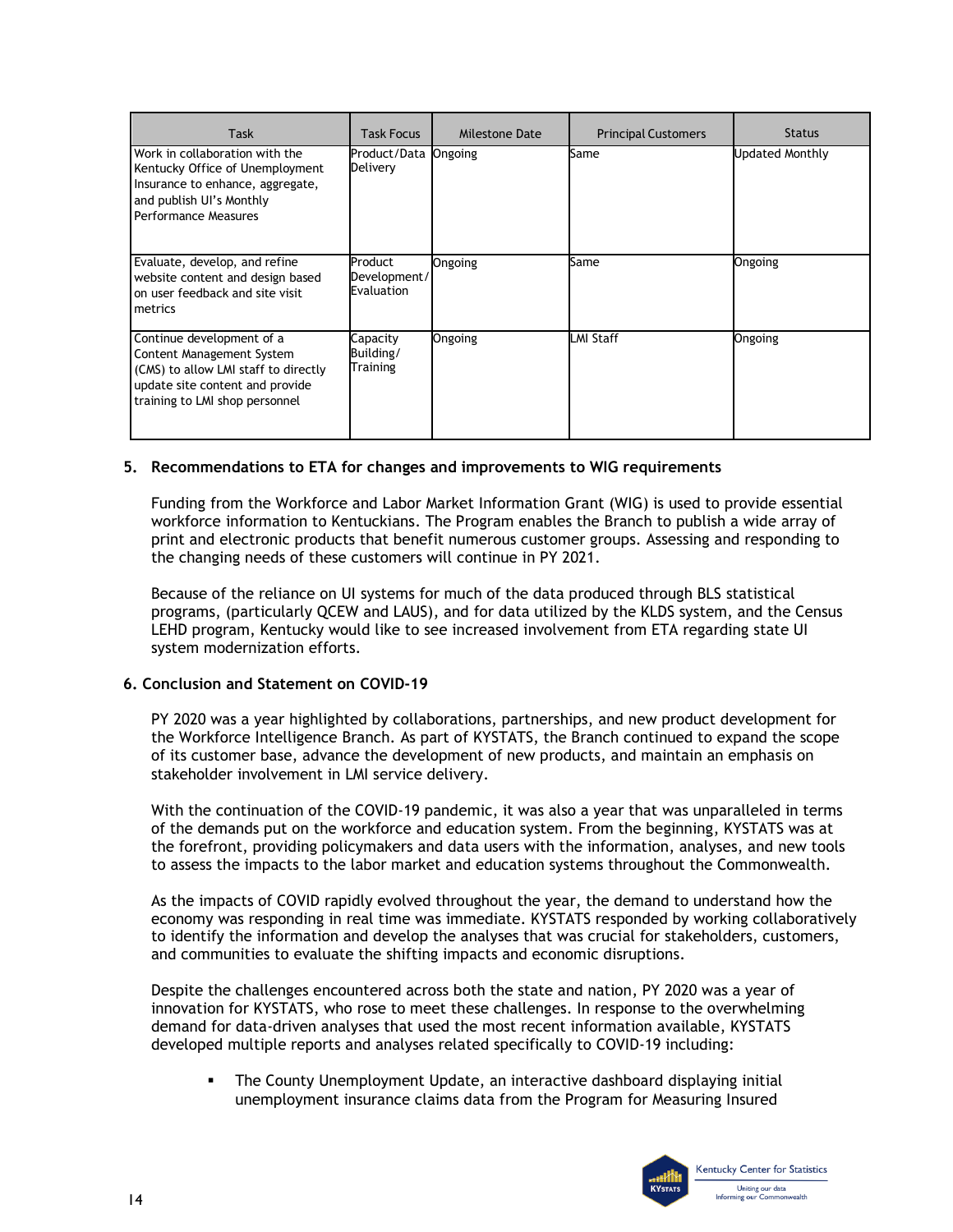| Task | Task Focus | Milestone Date | Principal Customers | Status |
|---|---|---|---|---|
| Work in collaboration with the Kentucky Office of Unemployment Insurance to enhance, aggregate, and publish UI's Monthly Performance Measures | Product/Data Delivery | Ongoing | Same | Updated Monthly |
| Evaluate, develop, and refine website content and design based on user feedback and site visit metrics | Product Development/ Evaluation | Ongoing | Same | Ongoing |
| Continue development of a Content Management System (CMS) to allow LMI staff to directly update site content and provide training to LMI shop personnel | Capacity Building/ Training | Ongoing | LMI Staff | Ongoing |

## 5. Recommendations to ETA for changes and improvements to WIG requirements

Funding from the Workforce and Labor Market Information Grant (WIG) is used to provide essential workforce information to Kentuckians. The Program enables the Branch to publish a wide array of print and electronic products that benefit numerous customer groups. Assessing and responding to the changing needs of these customers will continue in PY 2021.

Because of the reliance on UI systems for much of the data produced through BLS statistical programs, (particularly QCEW and LAUS), and for data utilized by the KLDS system, and the Census LEHD program, Kentucky would like to see increased involvement from ETA regarding state UI system modernization efforts.

## 6. Conclusion and Statement on COVID-19

PY 2020 was a year highlighted by collaborations, partnerships, and new product development for the Workforce Intelligence Branch. As part of KYSTATS, the Branch continued to expand the scope of its customer base, advance the development of new products, and maintain an emphasis on stakeholder involvement in LMI service delivery.

With the continuation of the COVID-19 pandemic, it was also a year that was unparalleled in terms of the demands put on the workforce and education system. From the beginning, KYSTATS was at the forefront, providing policymakers and data users with the information, analyses, and new tools to assess the impacts to the labor market and education systems throughout the Commonwealth.

As the impacts of COVID rapidly evolved throughout the year, the demand to understand how the economy was responding in real time was immediate. KYSTATS responded by working collaboratively to identify the information and develop the analyses that was crucial for stakeholders, customers, and communities to evaluate the shifting impacts and economic disruptions.

Despite the challenges encountered across both the state and nation, PY 2020 was a year of innovation for KYSTATS, who rose to meet these challenges. In response to the overwhelming demand for data-driven analyses that used the most recent information available, KYSTATS developed multiple reports and analyses related specifically to COVID-19 including:

- The County Unemployment Update, an interactive dashboard displaying initial unemployment insurance claims data from the Program for Measuring Insured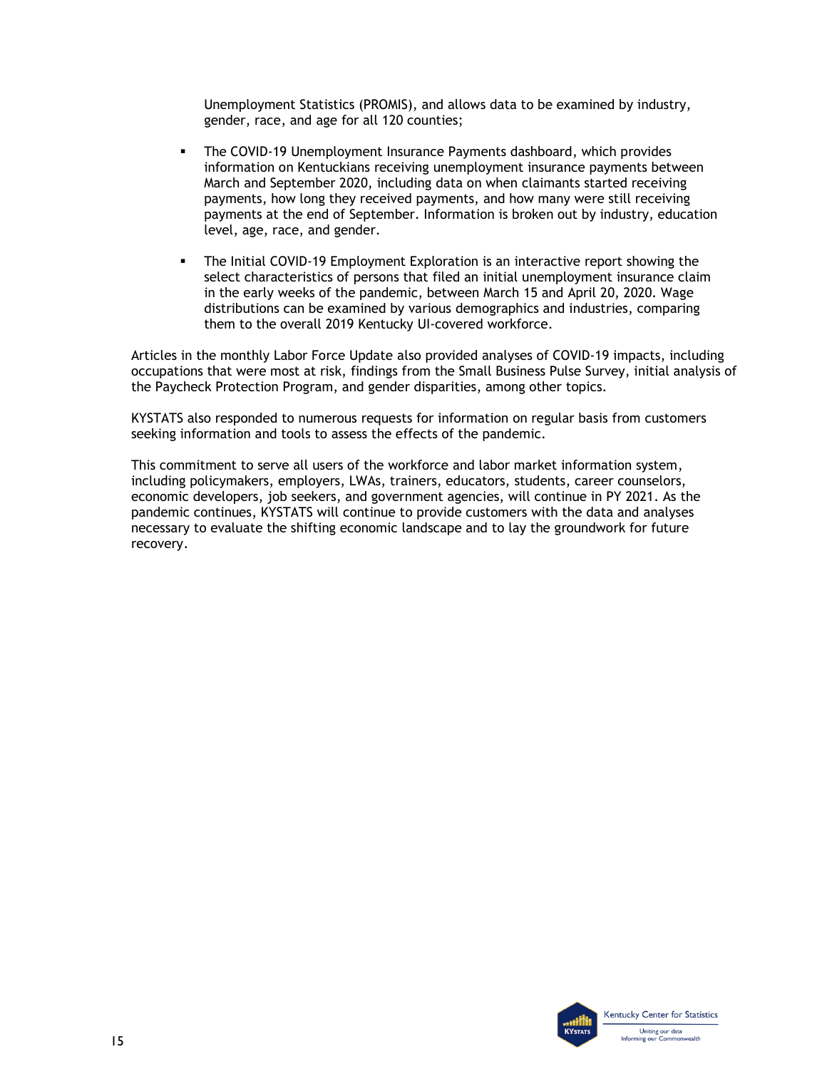Unemployment Statistics (PROMIS), and allows data to be examined by industry, gender, race, and age for all 120 counties;

- The COVID-19 Unemployment Insurance Payments dashboard, which provides information on Kentuckians receiving unemployment insurance payments between March and September 2020, including data on when claimants started receiving payments, how long they received payments, and how many were still receiving payments at the end of September. Information is broken out by industry, education level, age, race, and gender.

- The Initial COVID-19 Employment Exploration is an interactive report showing the select characteristics of persons that filed an initial unemployment insurance claim in the early weeks of the pandemic, between March 15 and April 20, 2020. Wage distributions can be examined by various demographics and industries, comparing them to the overall 2019 Kentucky UI-covered workforce.

Articles in the monthly Labor Force Update also provided analyses of COVID-19 impacts, including occupations that were most at risk, findings from the Small Business Pulse Survey, initial analysis of the Paycheck Protection Program, and gender disparities, among other topics.

KYSTATS also responded to numerous requests for information on regular basis from customers seeking information and tools to assess the effects of the pandemic.

This commitment to serve all users of the workforce and labor market information system, including policymakers, employers, LWAs, trainers, educators, students, career counselors, economic developers, job seekers, and government agencies, will continue in PY 2021. As the pandemic continues, KYSTATS will continue to provide customers with the data and analyses necessary to evaluate the shifting economic landscape and to lay the groundwork for future recovery.